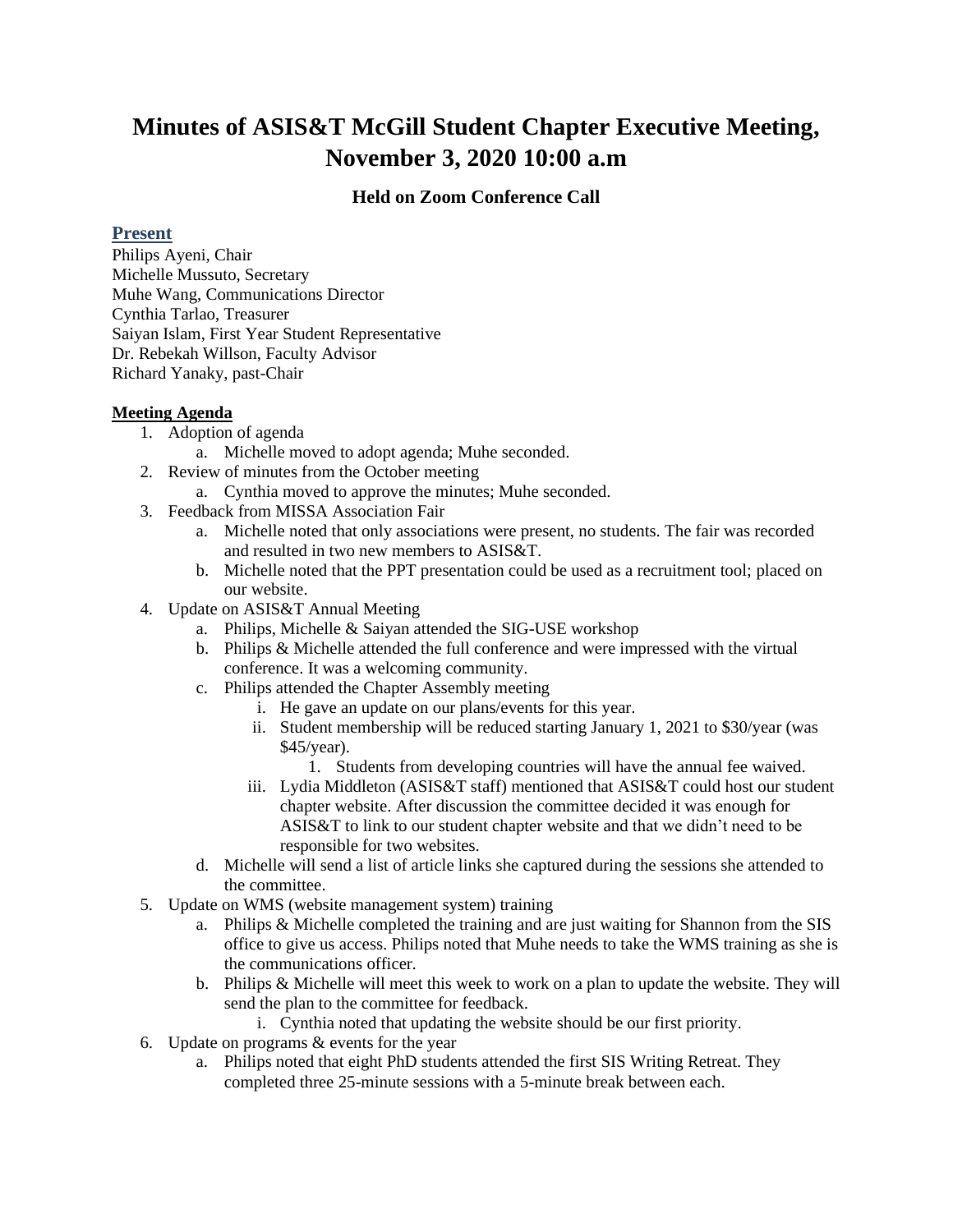# Minutes of ASIS&T McGill Student Chapter Executive Meeting, November 3, 2020 10:00 a.m

### Held on Zoom Conference Call

## Present

Philips Ayeni, Chair
Michelle Mussuto, Secretary
Muhe Wang, Communications Director
Cynthia Tarlao, Treasurer
Saiyan Islam, First Year Student Representative
Dr. Rebekah Willson, Faculty Advisor
Richard Yanaky, past-Chair

**Meeting Agenda**

1. Adoption of agenda
    a. Michelle moved to adopt agenda; Muhe seconded.
2. Review of minutes from the October meeting
    a. Cynthia moved to approve the minutes; Muhe seconded.
3. Feedback from MISSA Association Fair
    a. Michelle noted that only associations were present, no students. The fair was recorded and resulted in two new members to ASIS&T.
    b. Michelle noted that the PPT presentation could be used as a recruitment tool; placed on our website.
4. Update on ASIS&T Annual Meeting
    a. Philips, Michelle & Saiyan attended the SIG-USE workshop
    b. Philips & Michelle attended the full conference and were impressed with the virtual conference. It was a welcoming community.
    c. Philips attended the Chapter Assembly meeting
        i. He gave an update on our plans/events for this year.
        ii. Student membership will be reduced starting January 1, 2021 to $30/year (was $45/year).
            1. Students from developing countries will have the annual fee waived.
        iii. Lydia Middleton (ASIS&T staff) mentioned that ASIS&T could host our student chapter website. After discussion the committee decided it was enough for ASIS&T to link to our student chapter website and that we didn't need to be responsible for two websites.
    d. Michelle will send a list of article links she captured during the sessions she attended to the committee.
5. Update on WMS (website management system) training
    a. Philips & Michelle completed the training and are just waiting for Shannon from the SIS office to give us access. Philips noted that Muhe needs to take the WMS training as she is the communications officer.
    b. Philips & Michelle will meet this week to work on a plan to update the website. They will send the plan to the committee for feedback.
        i. Cynthia noted that updating the website should be our first priority.
6. Update on programs & events for the year
    a. Philips noted that eight PhD students attended the first SIS Writing Retreat. They completed three 25-minute sessions with a 5-minute break between each.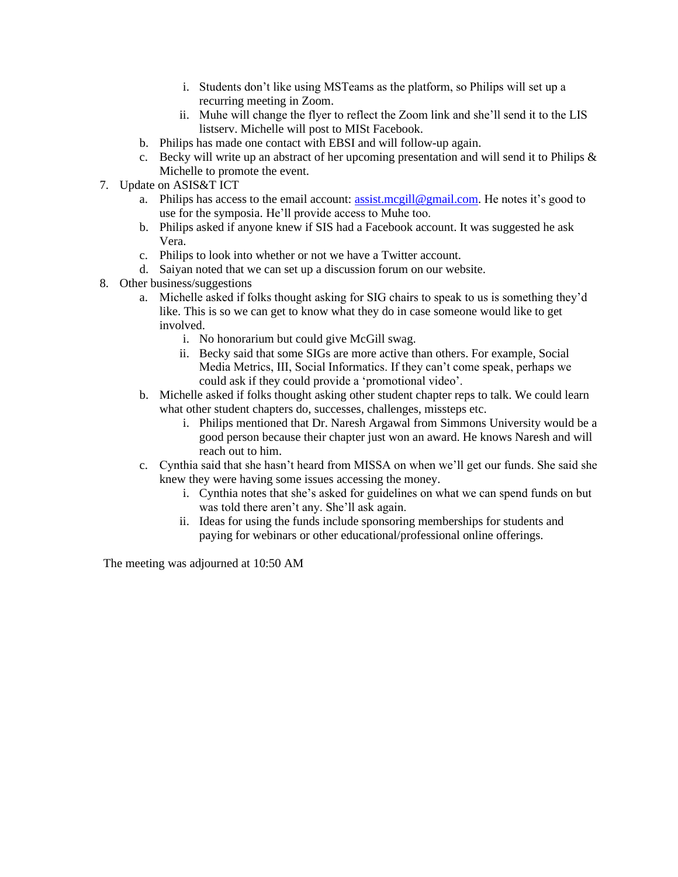i. Students don't like using MSTeams as the platform, so Philips will set up a recurring meeting in Zoom.
   ii. Muhe will change the flyer to reflect the Zoom link and she'll send it to the LIS listserv. Michelle will post to MISt Facebook.

b. Philips has made one contact with EBSI and will follow-up again.

c. Becky will write up an abstract of her upcoming presentation and will send it to Philips & Michelle to promote the event.

7. Update on ASIS&T ICT
   a. Philips has access to the email account: assist.mcgill@gmail.com. He notes it's good to use for the symposia. He'll provide access to Muhe too.
   b. Philips asked if anyone knew if SIS had a Facebook account. It was suggested he ask Vera.
   c. Philips to look into whether or not we have a Twitter account.
   d. Saiyan noted that we can set up a discussion forum on our website.

8. Other business/suggestions
   a. Michelle asked if folks thought asking for SIG chairs to speak to us is something they'd like. This is so we can get to know what they do in case someone would like to get involved.
      i. No honorarium but could give McGill swag.
      ii. Becky said that some SIGs are more active than others. For example, Social Media Metrics, III, Social Informatics. If they can't come speak, perhaps we could ask if they could provide a 'promotional video'.
   b. Michelle asked if folks thought asking other student chapter reps to talk. We could learn what other student chapters do, successes, challenges, missteps etc.
      i. Philips mentioned that Dr. Naresh Argawal from Simmons University would be a good person because their chapter just won an award. He knows Naresh and will reach out to him.
   c. Cynthia said that she hasn't heard from MISSA on when we'll get our funds. She said she knew they were having some issues accessing the money.
      i. Cynthia notes that she's asked for guidelines on what we can spend funds on but was told there aren't any. She'll ask again.
      ii. Ideas for using the funds include sponsoring memberships for students and paying for webinars or other educational/professional online offerings.

The meeting was adjourned at 10:50 AM